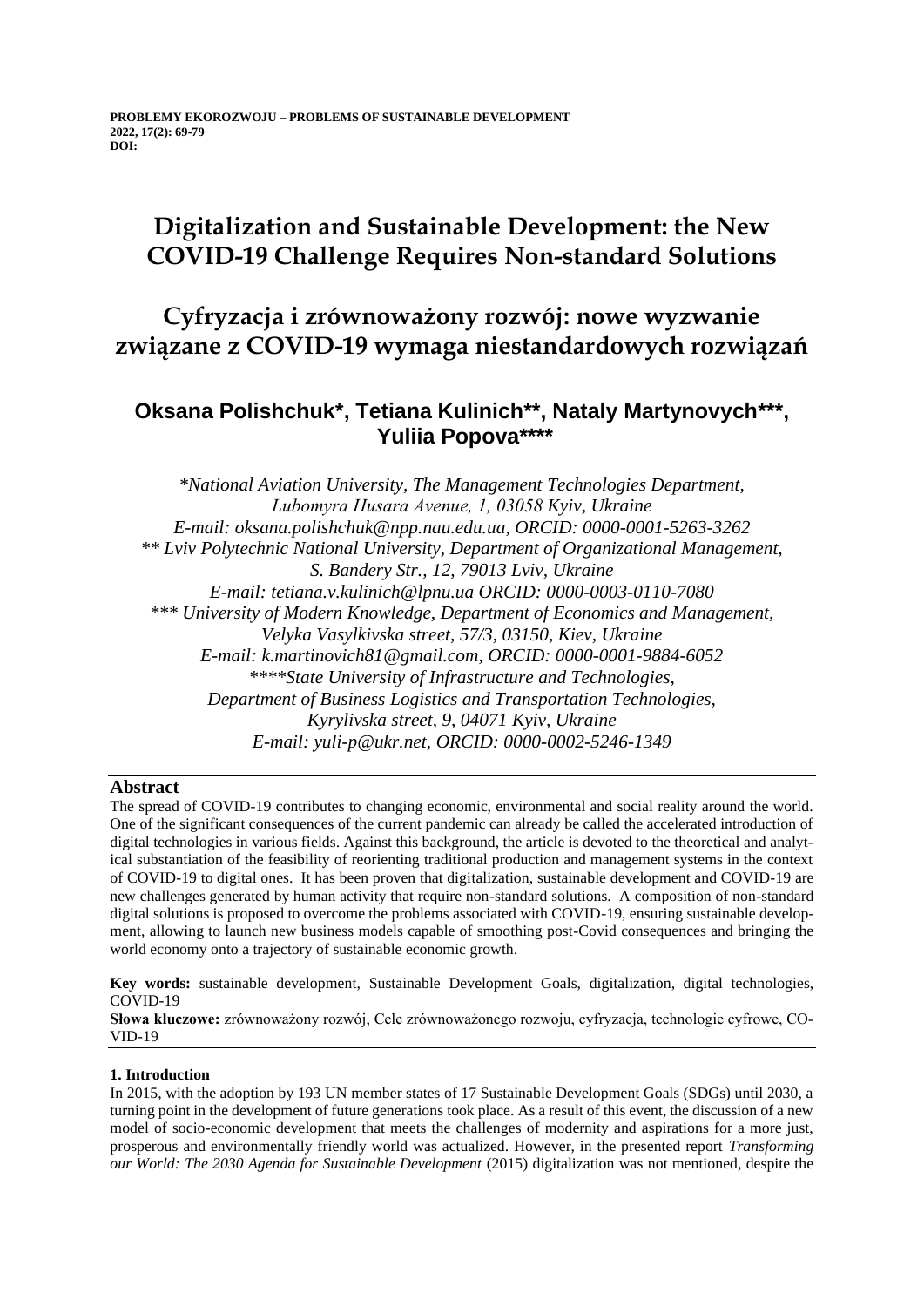# Digitalization and Sustainable Development: the New COVID-19 Challenge Requires Non-standard Solutions

# Cyfryzacja i zrównoważony rozwój: nowe wyzwanie związane z COVID-19 wymaga niestandardowych rozwiązań

**Oksana Polishchuk*, Tetiana Kulinich**, Nataly Martynovych***, Yuliia Popova******

*\*National Aviation University, The Management Technologies Department, Lubomyra Husara Avenue, 1, 03058 Kyiv, Ukraine*
*E-mail: oksana.polishchuk@npp.nau.edu.ua, ORCID: 0000-0001-5263-3262*
*\*\* Lviv Polytechnic National University, Department of Organizational Management, S. Bandery Str., 12, 79013 Lviv, Ukraine*
*E-mail: tetiana.v.kulinich@lpnu.ua ORCID: 0000-0003-0110-7080*
*\*\*\* University of Modern Knowledge, Department of Economics and Management, Velyka Vasylkivska street, 57/3, 03150, Kiev, Ukraine*
*E-mail: k.martinovich81@gmail.com, ORCID: 0000-0001-9884-6052*
*\*\*\*\*State University of Infrastructure and Technologies, Department of Business Logistics and Transportation Technologies, Kyrylivska street, 9, 04071 Kyiv, Ukraine*
*E-mail: yuli-p@ukr.net, ORCID: 0000-0002-5246-1349*

## Abstract

The spread of COVID-19 contributes to changing economic, environmental and social reality around the world. One of the significant consequences of the current pandemic can already be called the accelerated introduction of digital technologies in various fields. Against this background, the article is devoted to the theoretical and analytical substantiation of the feasibility of reorienting traditional production and management systems in the context of COVID-19 to digital ones. It has been proven that digitalization, sustainable development and COVID-19 are new challenges generated by human activity that require non-standard solutions. A composition of non-standard digital solutions is proposed to overcome the problems associated with COVID-19, ensuring sustainable development, allowing to launch new business models capable of smoothing post-Covid consequences and bringing the world economy onto a trajectory of sustainable economic growth.

**Key words:** sustainable development, Sustainable Development Goals, digitalization, digital technologies, COVID-19

**Słowa kluczowe:** zrównoważony rozwój, Cele zrównoważonego rozwoju, cyfryzacja, technologie cyfrowe, COVID-19

## 1. Introduction

In 2015, with the adoption by 193 UN member states of 17 Sustainable Development Goals (SDGs) until 2030, a turning point in the development of future generations took place. As a result of this event, the discussion of a new model of socio-economic development that meets the challenges of modernity and aspirations for a more just, prosperous and environmentally friendly world was actualized. However, in the presented report *Transforming our World: The 2030 Agenda for Sustainable Development* (2015) digitalization was not mentioned, despite the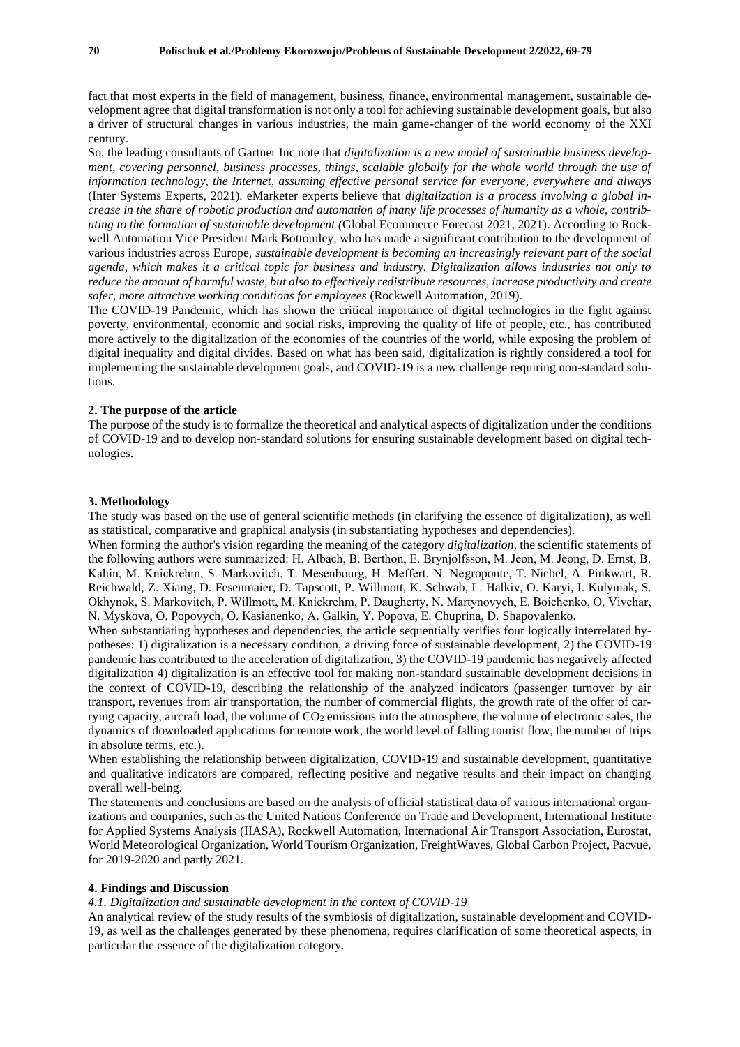fact that most experts in the field of management, business, finance, environmental management, sustainable development agree that digital transformation is not only a tool for achieving sustainable development goals, but also a driver of structural changes in various industries, the main game-changer of the world economy of the XXI century.

So, the leading consultants of Gartner Inc note that *digitalization is a new model of sustainable business development, covering personnel, business processes, things, scalable globally for the whole world through the use of information technology, the Internet, assuming effective personal service for everyone, everywhere and always* (Inter Systems Experts, 2021). eMarketer experts believe that *digitalization is a process involving a global increase in the share of robotic production and automation of many life processes of humanity as a whole, contributing to the formation of sustainable development (*Global Ecommerce Forecast 2021, 2021). According to Rockwell Automation Vice President Mark Bottomley, who has made a significant contribution to the development of various industries across Europe, *sustainable development is becoming an increasingly relevant part of the social agenda, which makes it a critical topic for business and industry. Digitalization allows industries not only to reduce the amount of harmful waste, but also to effectively redistribute resources, increase productivity and create safer, more attractive working conditions for employees* (Rockwell Automation, 2019).

The COVID-19 Pandemic, which has shown the critical importance of digital technologies in the fight against poverty, environmental, economic and social risks, improving the quality of life of people, etc., has contributed more actively to the digitalization of the economies of the countries of the world, while exposing the problem of digital inequality and digital divides. Based on what has been said, digitalization is rightly considered a tool for implementing the sustainable development goals, and COVID-19 is a new challenge requiring non-standard solutions.

## 2. The purpose of the article

The purpose of the study is to formalize the theoretical and analytical aspects of digitalization under the conditions of COVID-19 and to develop non-standard solutions for ensuring sustainable development based on digital technologies.

## 3. Methodology

The study was based on the use of general scientific methods (in clarifying the essence of digitalization), as well as statistical, comparative and graphical analysis (in substantiating hypotheses and dependencies).

When forming the author's vision regarding the meaning of the category *digitalization*, the scientific statements of the following authors were summarized: H. Albach, B. Berthon, E. Brynjolfsson, M. Jeon, M. Jeong, D. Ernst, B. Kahin, M. Knickrehm, S. Markovitch, T. Mesenbourg, H. Meffert, N. Negroponte, T. Niebel, A. Pinkwart, R. Reichwald, Z. Xiang, D. Fesenmaier, D. Tapscott, P. Willmott, K. Schwab, L. Halkiv, O. Karyi, I. Kulyniak, S. Okhynok, S. Markovitch, P. Willmott, M. Knickrehm, P. Daugherty, N. Martynovych, E. Boichenko, O. Vivchar, N. Myskova, O. Popovych, O. Kasianenko, A. Galkin, Y. Popova, E. Chuprina, D. Shapovalenko.

When substantiating hypotheses and dependencies, the article sequentially verifies four logically interrelated hypotheses: 1) digitalization is a necessary condition, a driving force of sustainable development, 2) the COVID-19 pandemic has contributed to the acceleration of digitalization, 3) the COVID-19 pandemic has negatively affected digitalization 4) digitalization is an effective tool for making non-standard sustainable development decisions in the context of COVID-19, describing the relationship of the analyzed indicators (passenger turnover by air transport, revenues from air transportation, the number of commercial flights, the growth rate of the offer of carrying capacity, aircraft load, the volume of $CO_2$ emissions into the atmosphere, the volume of electronic sales, the dynamics of downloaded applications for remote work, the world level of falling tourist flow, the number of trips in absolute terms, etc.).

When establishing the relationship between digitalization, COVID-19 and sustainable development, quantitative and qualitative indicators are compared, reflecting positive and negative results and their impact on changing overall well-being.

The statements and conclusions are based on the analysis of official statistical data of various international organizations and companies, such as the United Nations Conference on Trade and Development, International Institute for Applied Systems Analysis (IIASA), Rockwell Automation, International Air Transport Association, Eurostat, World Meteorological Organization, World Tourism Organization, FreightWaves, Global Carbon Project, Pacvue, for 2019-2020 and partly 2021.

## 4. Findings and Discussion

### *4.1. Digitalization and sustainable development in the context of COVID-19*

An analytical review of the study results of the symbiosis of digitalization, sustainable development and COVID-19, as well as the challenges generated by these phenomena, requires clarification of some theoretical aspects, in particular the essence of the digitalization category.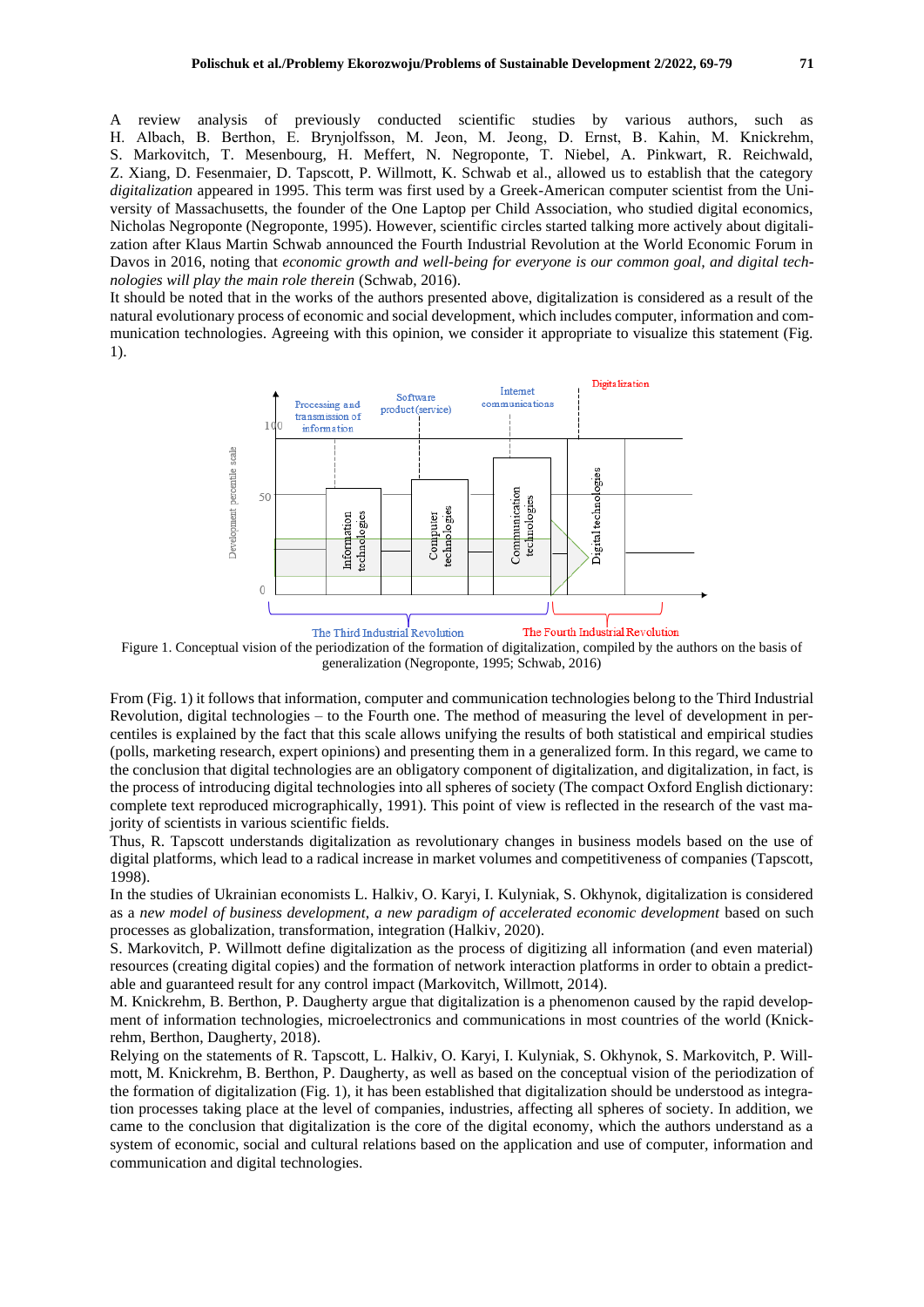A review analysis of previously conducted scientific studies by various authors, such as H. Albach, B. Berthon, E. Brynjolfsson, M. Jeon, M. Jeong, D. Ernst, B. Kahin, M. Knickrehm, S. Markovitch, T. Mesenbourg, H. Meffert, N. Negroponte, T. Niebel, A. Pinkwart, R. Reichwald, Z. Xiang, D. Fesenmaier, D. Tapscott, P. Willmott, K. Schwab et al., allowed us to establish that the category *digitalization* appeared in 1995. This term was first used by a Greek-American computer scientist from the University of Massachusetts, the founder of the One Laptop per Child Association, who studied digital economics, Nicholas Negroponte (Negroponte, 1995). However, scientific circles started talking more actively about digitalization after Klaus Martin Schwab announced the Fourth Industrial Revolution at the World Economic Forum in Davos in 2016, noting that *economic growth and well-being for everyone is our common goal, and digital technologies will play the main role therein* (Schwab, 2016).

It should be noted that in the works of the authors presented above, digitalization is considered as a result of the natural evolutionary process of economic and social development, which includes computer, information and communication technologies. Agreeing with this opinion, we consider it appropriate to visualize this statement (Fig. 1).

Figure 1. Conceptual vision of the periodization of the formation of digitalization, compiled by the authors on the basis of generalization (Negroponte, 1995; Schwab, 2016)

From (Fig. 1) it follows that information, computer and communication technologies belong to the Third Industrial Revolution, digital technologies – to the Fourth one. The method of measuring the level of development in percentiles is explained by the fact that this scale allows unifying the results of both statistical and empirical studies (polls, marketing research, expert opinions) and presenting them in a generalized form. In this regard, we came to the conclusion that digital technologies are an obligatory component of digitalization, and digitalization, in fact, is the process of introducing digital technologies into all spheres of society (The compact Oxford English dictionary: complete text reproduced micrographically, 1991). This point of view is reflected in the research of the vast majority of scientists in various scientific fields.

Thus, R. Tapscott understands digitalization as revolutionary changes in business models based on the use of digital platforms, which lead to a radical increase in market volumes and competitiveness of companies (Tapscott, 1998).

In the studies of Ukrainian economists L. Halkiv, O. Karyi, I. Kulyniak, S. Okhynok, digitalization is considered as a *new model of business development, a new paradigm of accelerated economic development* based on such processes as globalization, transformation, integration (Halkiv, 2020).

S. Markovitch, P. Willmott define digitalization as the process of digitizing all information (and even material) resources (creating digital copies) and the formation of network interaction platforms in order to obtain a predictable and guaranteed result for any control impact (Markovitch, Willmott, 2014).

M. Knickrehm, B. Berthon, P. Daugherty argue that digitalization is a phenomenon caused by the rapid development of information technologies, microelectronics and communications in most countries of the world (Knickrehm, Berthon, Daugherty, 2018).

Relying on the statements of R. Tapscott, L. Halkiv, O. Karyi, I. Kulyniak, S. Okhynok, S. Markovitch, P. Willmott, M. Knickrehm, B. Berthon, P. Daugherty, as well as based on the conceptual vision of the periodization of the formation of digitalization (Fig. 1), it has been established that digitalization should be understood as integration processes taking place at the level of companies, industries, affecting all spheres of society. In addition, we came to the conclusion that digitalization is the core of the digital economy, which the authors understand as a system of economic, social and cultural relations based on the application and use of computer, information and communication and digital technologies.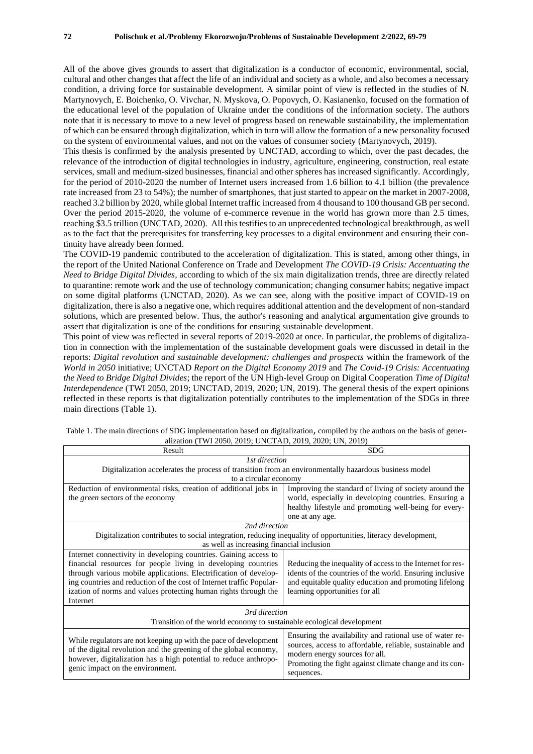All of the above gives grounds to assert that digitalization is a conductor of economic, environmental, social, cultural and other changes that affect the life of an individual and society as a whole, and also becomes a necessary condition, a driving force for sustainable development. A similar point of view is reflected in the studies of N. Martynovych, E. Boichenko, O. Vivchar, N. Myskova, O. Popovych, O. Kasianenko, focused on the formation of the educational level of the population of Ukraine under the conditions of the information society. The authors note that it is necessary to move to a new level of progress based on renewable sustainability, the implementation of which can be ensured through digitalization, which in turn will allow the formation of a new personality focused on the system of environmental values, and not on the values of consumer society (Martynovych, 2019).

This thesis is confirmed by the analysis presented by UNCTAD, according to which, over the past decades, the relevance of the introduction of digital technologies in industry, agriculture, engineering, construction, real estate services, small and medium-sized businesses, financial and other spheres has increased significantly. Accordingly, for the period of 2010-2020 the number of Internet users increased from 1.6 billion to 4.1 billion (the prevalence rate increased from 23 to 54%); the number of smartphones, that just started to appear on the market in 2007-2008, reached 3.2 billion by 2020, while global Internet traffic increased from 4 thousand to 100 thousand GB per second. Over the period 2015-2020, the volume of e-commerce revenue in the world has grown more than 2.5 times, reaching $3.5 trillion (UNCTAD, 2020). All this testifies to an unprecedented technological breakthrough, as well as to the fact that the prerequisites for transferring key processes to a digital environment and ensuring their continuity have already been formed.

The COVID-19 pandemic contributed to the acceleration of digitalization. This is stated, among other things, in the report of the United National Conference on Trade and Development *The COVID-19 Crisis: Accentuating the Need to Bridge Digital Divides*, according to which of the six main digitalization trends, three are directly related to quarantine: remote work and the use of technology communication; changing consumer habits; negative impact on some digital platforms (UNCTAD, 2020). As we can see, along with the positive impact of COVID-19 on digitalization, there is also a negative one, which requires additional attention and the development of non-standard solutions, which are presented below. Thus, the author's reasoning and analytical argumentation give grounds to assert that digitalization is one of the conditions for ensuring sustainable development.

This point of view was reflected in several reports of 2019-2020 at once. In particular, the problems of digitalization in connection with the implementation of the sustainable development goals were discussed in detail in the reports: *Digital revolution and sustainable development: challenges and prospects* within the framework of the *World in 2050* initiative; UNCTAD *Report on the Digital Economy 2019* and *The Covid-19 Crisis: Accentuating the Need to Bridge Digital Divides*; the report of the UN High-level Group on Digital Cooperation *Time of Digital Interdependence* (TWI 2050, 2019; UNCTAD, 2019, 2020; UN, 2019). The general thesis of the expert opinions reflected in these reports is that digitalization potentially contributes to the implementation of the SDGs in three main directions (Table 1).

Table 1. The main directions of SDG implementation based on digitalization, compiled by the authors on the basis of generalization (TWI 2050, 2019; UNCTAD, 2019, 2020; UN, 2019)

| Result | SDG |
|---|---|
| *1st direction* Digitalization accelerates the process of transition from an environmentally hazardous business model to a circular economy | |
| Reduction of environmental risks, creation of additional jobs in the *green* sectors of the economy | Improving the standard of living of society around the world, especially in developing countries. Ensuring a healthy lifestyle and promoting well-being for everyone at any age. |
| *2nd direction* Digitalization contributes to social integration, reducing inequality of opportunities, literacy development, as well as increasing financial inclusion | |
| Internet connectivity in developing countries. Gaining access to financial resources for people living in developing countries through various mobile applications. Electrification of developing countries and reduction of the cost of Internet traffic Popularization of norms and values protecting human rights through the Internet | Reducing the inequality of access to the Internet for residents of the countries of the world. Ensuring inclusive and equitable quality education and promoting lifelong learning opportunities for all |
| *3rd direction* Transition of the world economy to sustainable ecological development | |
| While regulators are not keeping up with the pace of development of the digital revolution and the greening of the global economy, however, digitalization has a high potential to reduce anthropogenic impact on the environment. | Ensuring the availability and rational use of water resources, access to affordable, reliable, sustainable and modern energy sources for all. Promoting the fight against climate change and its consequences. |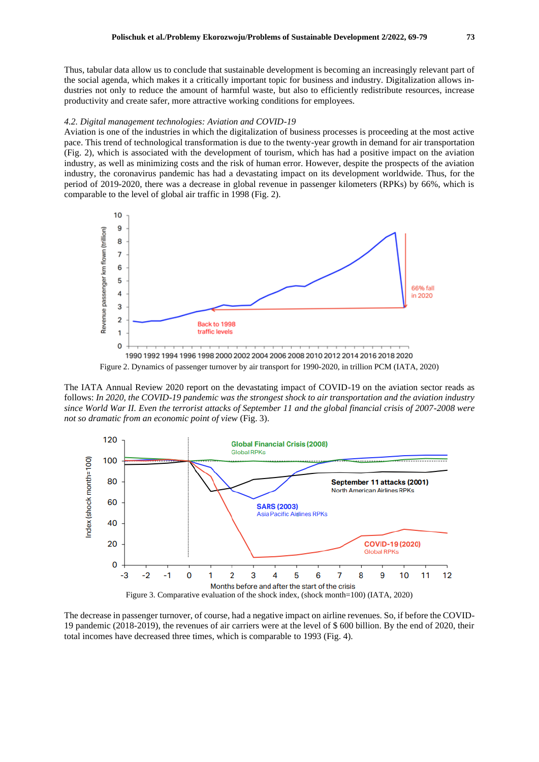Thus, tabular data allow us to conclude that sustainable development is becoming an increasingly relevant part of the social agenda, which makes it a critically important topic for business and industry. Digitalization allows industries not only to reduce the amount of harmful waste, but also to efficiently redistribute resources, increase productivity and create safer, more attractive working conditions for employees.

*4.2. Digital management technologies: Aviation and COVID-19*

Aviation is one of the industries in which the digitalization of business processes is proceeding at the most active pace. This trend of technological transformation is due to the twenty-year growth in demand for air transportation (Fig. 2), which is associated with the development of tourism, which has had a positive impact on the aviation industry, as well as minimizing costs and the risk of human error. However, despite the prospects of the aviation industry, the coronavirus pandemic has had a devastating impact on its development worldwide. Thus, for the period of 2019-2020, there was a decrease in global revenue in passenger kilometers (RPKs) by 66%, which is comparable to the level of global air traffic in 1998 (Fig. 2).

Figure 2. Dynamics of passenger turnover by air transport for 1990-2020, in trillion PCM (IATA, 2020)

The IATA Annual Review 2020 report on the devastating impact of COVID-19 on the aviation sector reads as follows: *In 2020, the COVID-19 pandemic was the strongest shock to air transportation and the aviation industry since World War II. Even the terrorist attacks of September 11 and the global financial crisis of 2007-2008 were not so dramatic from an economic point of view* (Fig. 3).

Figure 3. Comparative evaluation of the shock index, (shock month=100) (IATA, 2020)

The decrease in passenger turnover, of course, had a negative impact on airline revenues. So, if before the COVID-19 pandemic (2018-2019), the revenues of air carriers were at the level of $ 600 billion. By the end of 2020, their total incomes have decreased three times, which is comparable to 1993 (Fig. 4).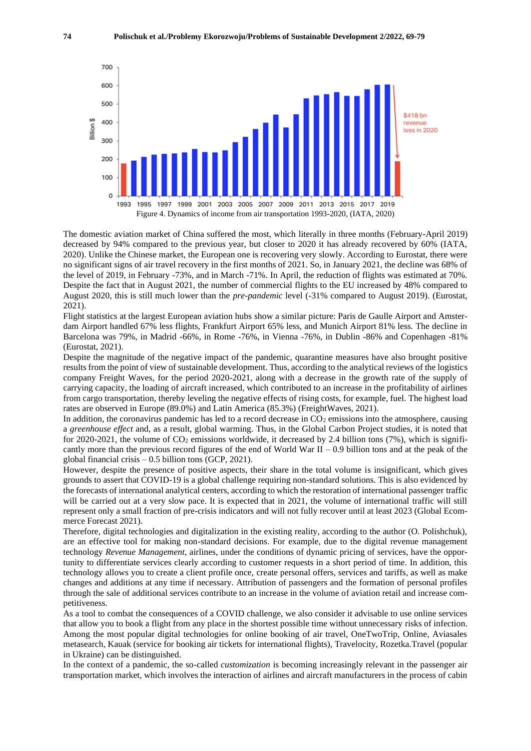Figure 4. Dynamics of income from air transportation 1993-2020, (IATA, 2020)

The domestic aviation market of China suffered the most, which literally in three months (February-April 2019) decreased by 94% compared to the previous year, but closer to 2020 it has already recovered by 60% (IATA, 2020). Unlike the Chinese market, the European one is recovering very slowly. According to Eurostat, there were no significant signs of air travel recovery in the first months of 2021. So, in January 2021, the decline was 68% of the level of 2019, in February -73%, and in March -71%. In April, the reduction of flights was estimated at 70%. Despite the fact that in August 2021, the number of commercial flights to the EU increased by 48% compared to August 2020, this is still much lower than the *pre-pandemic* level (-31% compared to August 2019). (Eurostat, 2021).

Flight statistics at the largest European aviation hubs show a similar picture: Paris de Gaulle Airport and Amsterdam Airport handled 67% less flights, Frankfurt Airport 65% less, and Munich Airport 81% less. The decline in Barcelona was 79%, in Madrid -66%, in Rome -76%, in Vienna -76%, in Dublin -86% and Copenhagen -81% (Eurostat, 2021).

Despite the magnitude of the negative impact of the pandemic, quarantine measures have also brought positive results from the point of view of sustainable development. Thus, according to the analytical reviews of the logistics company Freight Waves, for the period 2020-2021, along with a decrease in the growth rate of the supply of carrying capacity, the loading of aircraft increased, which contributed to an increase in the profitability of airlines from cargo transportation, thereby leveling the negative effects of rising costs, for example, fuel. The highest load rates are observed in Europe (89.0%) and Latin America (85.3%) (FreightWaves, 2021).

In addition, the coronavirus pandemic has led to a record decrease in $CO_2$ emissions into the atmosphere, causing a *greenhouse effect* and, as a result, global warming. Thus, in the Global Carbon Project studies, it is noted that for 2020-2021, the volume of $CO_2$ emissions worldwide, it decreased by 2.4 billion tons (7%), which is significantly more than the previous record figures of the end of World War II – 0.9 billion tons and at the peak of the global financial crisis – 0.5 billion tons (GCP, 2021).

However, despite the presence of positive aspects, their share in the total volume is insignificant, which gives grounds to assert that COVID-19 is a global challenge requiring non-standard solutions. This is also evidenced by the forecasts of international analytical centers, according to which the restoration of international passenger traffic will be carried out at a very slow pace. It is expected that in 2021, the volume of international traffic will still represent only a small fraction of pre-crisis indicators and will not fully recover until at least 2023 (Global Ecommerce Forecast 2021).

Therefore, digital technologies and digitalization in the existing reality, according to the author (O. Polishchuk), are an effective tool for making non-standard decisions. For example, due to the digital revenue management technology *Revenue Management*, airlines, under the conditions of dynamic pricing of services, have the opportunity to differentiate services clearly according to customer requests in a short period of time. In addition, this technology allows you to create a client profile once, create personal offers, services and tariffs, as well as make changes and additions at any time if necessary. Attribution of passengers and the formation of personal profiles through the sale of additional services contribute to an increase in the volume of aviation retail and increase competitiveness.

As a tool to combat the consequences of a COVID challenge, we also consider it advisable to use online services that allow you to book a flight from any place in the shortest possible time without unnecessary risks of infection. Among the most popular digital technologies for online booking of air travel, OneTwoTrip, Online, Aviasales metasearch, Kauak (service for booking air tickets for international flights), Travelocity, Rozetka.Travel (popular in Ukraine) can be distinguished.

In the context of a pandemic, the so-called *customization* is becoming increasingly relevant in the passenger air transportation market, which involves the interaction of airlines and aircraft manufacturers in the process of cabin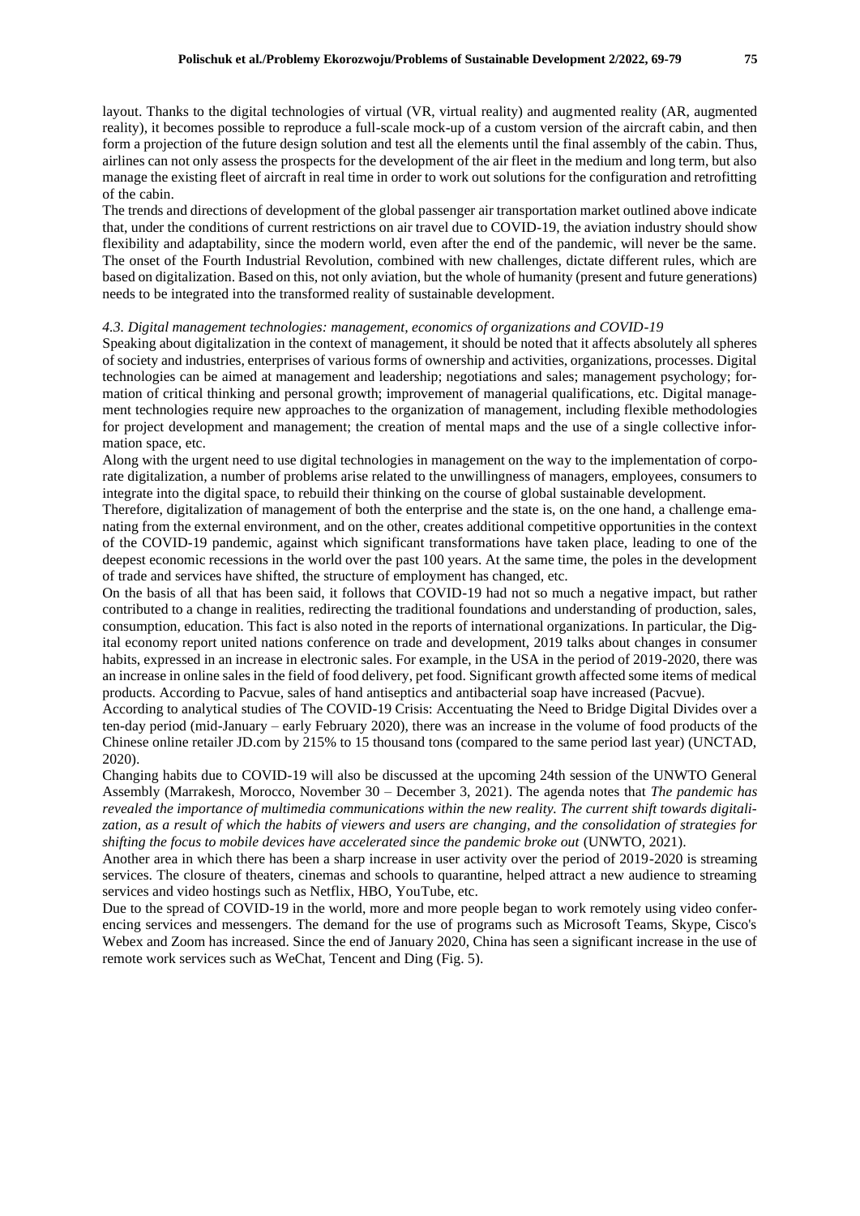layout. Thanks to the digital technologies of virtual (VR, virtual reality) and augmented reality (AR, augmented reality), it becomes possible to reproduce a full-scale mock-up of a custom version of the aircraft cabin, and then form a projection of the future design solution and test all the elements until the final assembly of the cabin. Thus, airlines can not only assess the prospects for the development of the air fleet in the medium and long term, but also manage the existing fleet of aircraft in real time in order to work out solutions for the configuration and retrofitting of the cabin.

The trends and directions of development of the global passenger air transportation market outlined above indicate that, under the conditions of current restrictions on air travel due to COVID-19, the aviation industry should show flexibility and adaptability, since the modern world, even after the end of the pandemic, will never be the same. The onset of the Fourth Industrial Revolution, combined with new challenges, dictate different rules, which are based on digitalization. Based on this, not only aviation, but the whole of humanity (present and future generations) needs to be integrated into the transformed reality of sustainable development.

### *4.3. Digital management technologies: management, economics of organizations and COVID-19*

Speaking about digitalization in the context of management, it should be noted that it affects absolutely all spheres of society and industries, enterprises of various forms of ownership and activities, organizations, processes. Digital technologies can be aimed at management and leadership; negotiations and sales; management psychology; formation of critical thinking and personal growth; improvement of managerial qualifications, etc. Digital management technologies require new approaches to the organization of management, including flexible methodologies for project development and management; the creation of mental maps and the use of a single collective information space, etc.

Along with the urgent need to use digital technologies in management on the way to the implementation of corporate digitalization, a number of problems arise related to the unwillingness of managers, employees, consumers to integrate into the digital space, to rebuild their thinking on the course of global sustainable development.

Therefore, digitalization of management of both the enterprise and the state is, on the one hand, a challenge emanating from the external environment, and on the other, creates additional competitive opportunities in the context of the COVID-19 pandemic, against which significant transformations have taken place, leading to one of the deepest economic recessions in the world over the past 100 years. At the same time, the poles in the development of trade and services have shifted, the structure of employment has changed, etc.

On the basis of all that has been said, it follows that COVID-19 had not so much a negative impact, but rather contributed to a change in realities, redirecting the traditional foundations and understanding of production, sales, consumption, education. This fact is also noted in the reports of international organizations. In particular, the Digital economy report united nations conference on trade and development, 2019 talks about changes in consumer habits, expressed in an increase in electronic sales. For example, in the USA in the period of 2019-2020, there was an increase in online sales in the field of food delivery, pet food. Significant growth affected some items of medical products. According to Pacvue, sales of hand antiseptics and antibacterial soap have increased (Pacvue).

According to analytical studies of The COVID-19 Crisis: Accentuating the Need to Bridge Digital Divides over a ten-day period (mid-January – early February 2020), there was an increase in the volume of food products of the Chinese online retailer JD.com by 215% to 15 thousand tons (compared to the same period last year) (UNCTAD, 2020).

Changing habits due to COVID-19 will also be discussed at the upcoming 24th session of the UNWTO General Assembly (Marrakesh, Morocco, November 30 – December 3, 2021). The agenda notes that *The pandemic has revealed the importance of multimedia communications within the new reality. The current shift towards digitalization, as a result of which the habits of viewers and users are changing, and the consolidation of strategies for shifting the focus to mobile devices have accelerated since the pandemic broke out* (UNWTO, 2021).

Another area in which there has been a sharp increase in user activity over the period of 2019-2020 is streaming services. The closure of theaters, cinemas and schools to quarantine, helped attract a new audience to streaming services and video hostings such as Netflix, HBO, YouTube, etc.

Due to the spread of COVID-19 in the world, more and more people began to work remotely using video conferencing services and messengers. The demand for the use of programs such as Microsoft Teams, Skype, Cisco's Webex and Zoom has increased. Since the end of January 2020, China has seen a significant increase in the use of remote work services such as WeChat, Tencent and Ding (Fig. 5).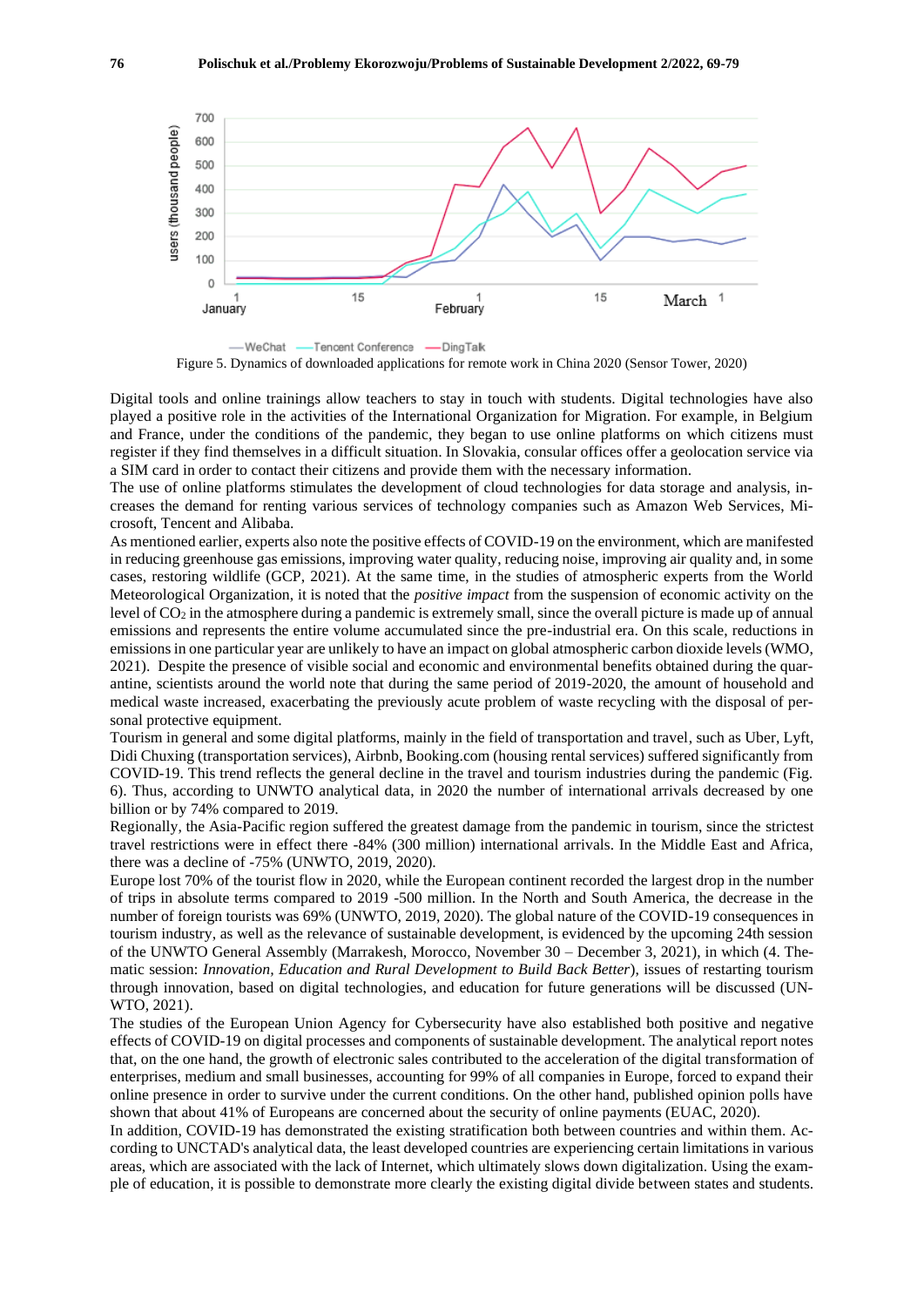Figure 5. Dynamics of downloaded applications for remote work in China 2020 (Sensor Tower, 2020)

Digital tools and online trainings allow teachers to stay in touch with students. Digital technologies have also played a positive role in the activities of the International Organization for Migration. For example, in Belgium and France, under the conditions of the pandemic, they began to use online platforms on which citizens must register if they find themselves in a difficult situation. In Slovakia, consular offices offer a geolocation service via a SIM card in order to contact their citizens and provide them with the necessary information.

The use of online platforms stimulates the development of cloud technologies for data storage and analysis, increases the demand for renting various services of technology companies such as Amazon Web Services, Microsoft, Tencent and Alibaba.

As mentioned earlier, experts also note the positive effects of COVID-19 on the environment, which are manifested in reducing greenhouse gas emissions, improving water quality, reducing noise, improving air quality and, in some cases, restoring wildlife (GCP, 2021). At the same time, in the studies of atmospheric experts from the World Meteorological Organization, it is noted that the *positive impact* from the suspension of economic activity on the level of $CO_2$ in the atmosphere during a pandemic is extremely small, since the overall picture is made up of annual emissions and represents the entire volume accumulated since the pre-industrial era. On this scale, reductions in emissions in one particular year are unlikely to have an impact on global atmospheric carbon dioxide levels (WMO, 2021). Despite the presence of visible social and economic and environmental benefits obtained during the quarantine, scientists around the world note that during the same period of 2019-2020, the amount of household and medical waste increased, exacerbating the previously acute problem of waste recycling with the disposal of personal protective equipment.

Tourism in general and some digital platforms, mainly in the field of transportation and travel, such as Uber, Lyft, Didi Chuxing (transportation services), Airbnb, Booking.com (housing rental services) suffered significantly from COVID-19. This trend reflects the general decline in the travel and tourism industries during the pandemic (Fig. 6). Thus, according to UNWTO analytical data, in 2020 the number of international arrivals decreased by one billion or by 74% compared to 2019.

Regionally, the Asia-Pacific region suffered the greatest damage from the pandemic in tourism, since the strictest travel restrictions were in effect there -84% (300 million) international arrivals. In the Middle East and Africa, there was a decline of -75% (UNWTO, 2019, 2020).

Europe lost 70% of the tourist flow in 2020, while the European continent recorded the largest drop in the number of trips in absolute terms compared to 2019 -500 million. In the North and South America, the decrease in the number of foreign tourists was 69% (UNWTO, 2019, 2020). The global nature of the COVID-19 consequences in tourism industry, as well as the relevance of sustainable development, is evidenced by the upcoming 24th session of the UNWTO General Assembly (Marrakesh, Morocco, November 30 – December 3, 2021), in which (4. Thematic session: *Innovation, Education and Rural Development to Build Back Better*), issues of restarting tourism through innovation, based on digital technologies, and education for future generations will be discussed (UNWTO, 2021).

The studies of the European Union Agency for Cybersecurity have also established both positive and negative effects of COVID-19 on digital processes and components of sustainable development. The analytical report notes that, on the one hand, the growth of electronic sales contributed to the acceleration of the digital transformation of enterprises, medium and small businesses, accounting for 99% of all companies in Europe, forced to expand their online presence in order to survive under the current conditions. On the other hand, published opinion polls have shown that about 41% of Europeans are concerned about the security of online payments (EUAC, 2020).

In addition, COVID-19 has demonstrated the existing stratification both between countries and within them. According to UNCTAD's analytical data, the least developed countries are experiencing certain limitations in various areas, which are associated with the lack of Internet, which ultimately slows down digitalization. Using the example of education, it is possible to demonstrate more clearly the existing digital divide between states and students.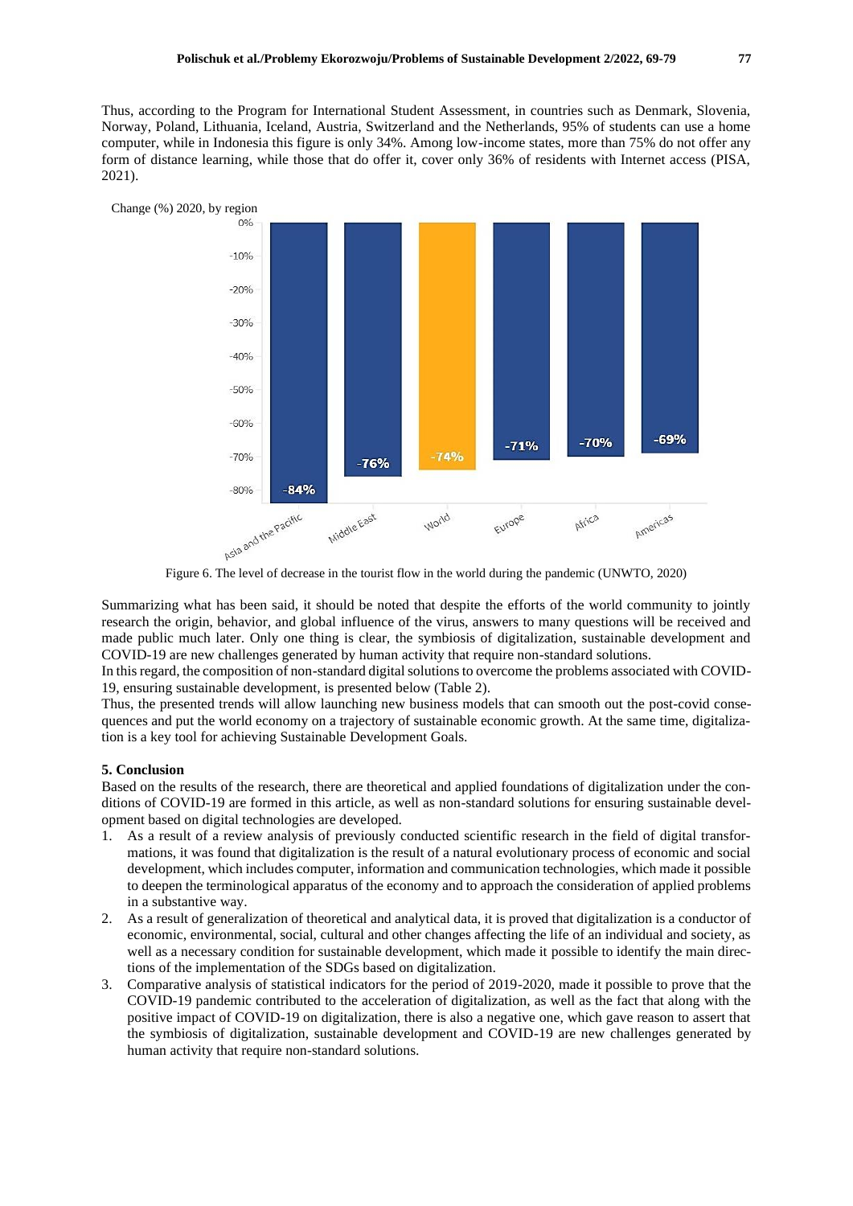Thus, according to the Program for International Student Assessment, in countries such as Denmark, Slovenia, Norway, Poland, Lithuania, Iceland, Austria, Switzerland and the Netherlands, 95% of students can use a home computer, while in Indonesia this figure is only 34%. Among low-income states, more than 75% do not offer any form of distance learning, while those that do offer it, cover only 36% of residents with Internet access (PISA, 2021).

Figure 6. The level of decrease in the tourist flow in the world during the pandemic (UNWTO, 2020)

Summarizing what has been said, it should be noted that despite the efforts of the world community to jointly research the origin, behavior, and global influence of the virus, answers to many questions will be received and made public much later. Only one thing is clear, the symbiosis of digitalization, sustainable development and COVID-19 are new challenges generated by human activity that require non-standard solutions.

In this regard, the composition of non-standard digital solutions to overcome the problems associated with COVID-19, ensuring sustainable development, is presented below (Table 2).

Thus, the presented trends will allow launching new business models that can smooth out the post-covid consequences and put the world economy on a trajectory of sustainable economic growth. At the same time, digitalization is a key tool for achieving Sustainable Development Goals.

## 5. Conclusion

Based on the results of the research, there are theoretical and applied foundations of digitalization under the conditions of COVID-19 are formed in this article, as well as non-standard solutions for ensuring sustainable development based on digital technologies are developed.

1. As a result of a review analysis of previously conducted scientific research in the field of digital transformations, it was found that digitalization is the result of a natural evolutionary process of economic and social development, which includes computer, information and communication technologies, which made it possible to deepen the terminological apparatus of the economy and to approach the consideration of applied problems in a substantive way.
2. As a result of generalization of theoretical and analytical data, it is proved that digitalization is a conductor of economic, environmental, social, cultural and other changes affecting the life of an individual and society, as well as a necessary condition for sustainable development, which made it possible to identify the main directions of the implementation of the SDGs based on digitalization.
3. Comparative analysis of statistical indicators for the period of 2019-2020, made it possible to prove that the COVID-19 pandemic contributed to the acceleration of digitalization, as well as the fact that along with the positive impact of COVID-19 on digitalization, there is also a negative one, which gave reason to assert that the symbiosis of digitalization, sustainable development and COVID-19 are new challenges generated by human activity that require non-standard solutions.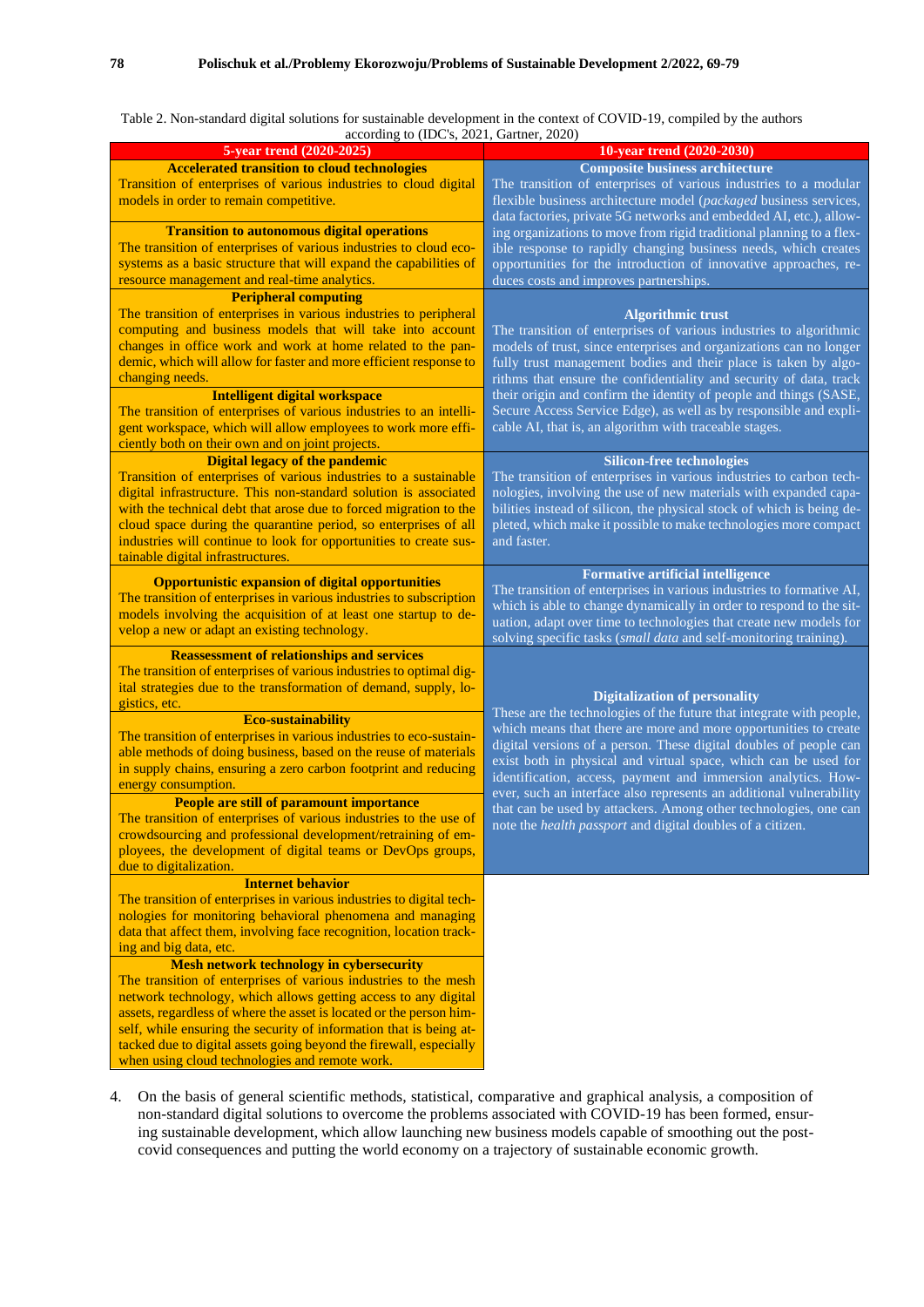Table 2. Non-standard digital solutions for sustainable development in the context of COVID-19, compiled by the authors according to (IDC's, 2021, Gartner, 2020)

| 5-year trend (2020-2025) | 10-year trend (2020-2030) |
| --- | --- |
| **Accelerated transition to cloud technologies** Transition of enterprises of various industries to cloud digital models in order to remain competitive. | **Composite business architecture** The transition of enterprises of various industries to a modular flexible business architecture model (*packaged* business services, data factories, private 5G networks and embedded AI, etc.), allowing organizations to move from rigid traditional planning to a flexible response to rapidly changing business needs, which creates opportunities for the introduction of innovative approaches, reduces costs and improves partnerships. |
| **Transition to autonomous digital operations** The transition of enterprises of various industries to cloud ecosystems as a basic structure that will expand the capabilities of resource management and real-time analytics. | |
| **Peripheral computing** The transition of enterprises in various industries to peripheral computing and business models that will take into account changes in office work and work at home related to the pandemic, which will allow for faster and more efficient response to changing needs. | **Algorithmic trust** The transition of enterprises of various industries to algorithmic models of trust, since enterprises and organizations can no longer fully trust management bodies and their place is taken by algorithms that ensure the confidentiality and security of data, track their origin and confirm the identity of people and things (SASE, Secure Access Service Edge), as well as by responsible and explicable AI, that is, an algorithm with traceable stages. |
| **Intelligent digital workspace** The transition of enterprises of various industries to an intelligent workspace, which will allow employees to work more efficiently both on their own and on joint projects. | |
| **Digital legacy of the pandemic** Transition of enterprises of various industries to a sustainable digital infrastructure. This non-standard solution is associated with the technical debt that arose due to forced migration to the cloud space during the quarantine period, so enterprises of all industries will continue to look for opportunities to create sustainable digital infrastructures. | **Silicon-free technologies** The transition of enterprises in various industries to carbon technologies, involving the use of new materials with expanded capabilities instead of silicon, the physical stock of which is being depleted, which make it possible to make technologies more compact and faster. |
| **Opportunistic expansion of digital opportunities** The transition of enterprises in various industries to subscription models involving the acquisition of at least one startup to develop a new or adapt an existing technology. | **Formative artificial intelligence** The transition of enterprises in various industries to formative AI, which is able to change dynamically in order to respond to the situation, adapt over time to technologies that create new models for solving specific tasks (*small data* and self-monitoring training). |
| **Reassessment of relationships and services** The transition of enterprises of various industries to optimal digital strategies due to the transformation of demand, supply, logistics, etc. | **Digitalization of personality** These are the technologies of the future that integrate with people, which means that there are more and more opportunities to create digital versions of a person. These digital doubles of people can exist both in physical and virtual space, which can be used for identification, access, payment and immersion analytics. However, such an interface also represents an additional vulnerability that can be used by attackers. Among other technologies, one can note the *health passport* and digital doubles of a citizen. |
| **Eco-sustainability** The transition of enterprises in various industries to eco-sustainable methods of doing business, based on the reuse of materials in supply chains, ensuring a zero carbon footprint and reducing energy consumption. | |
| **People are still of paramount importance** The transition of enterprises of various industries to the use of crowdsourcing and professional development/retraining of employees, the development of digital teams or DevOps groups, due to digitalization. | |
| **Internet behavior** The transition of enterprises in various industries to digital technologies for monitoring behavioral phenomena and managing data that affect them, involving face recognition, location tracking and big data, etc. | |
| **Mesh network technology in cybersecurity** The transition of enterprises of various industries to the mesh network technology, which allows getting access to any digital assets, regardless of where the asset is located or the person himself, while ensuring the security of information that is being attacked due to digital assets going beyond the firewall, especially when using cloud technologies and remote work. | |

4. On the basis of general scientific methods, statistical, comparative and graphical analysis, a composition of non-standard digital solutions to overcome the problems associated with COVID-19 has been formed, ensuring sustainable development, which allow launching new business models capable of smoothing out the post-covid consequences and putting the world economy on a trajectory of sustainable economic growth.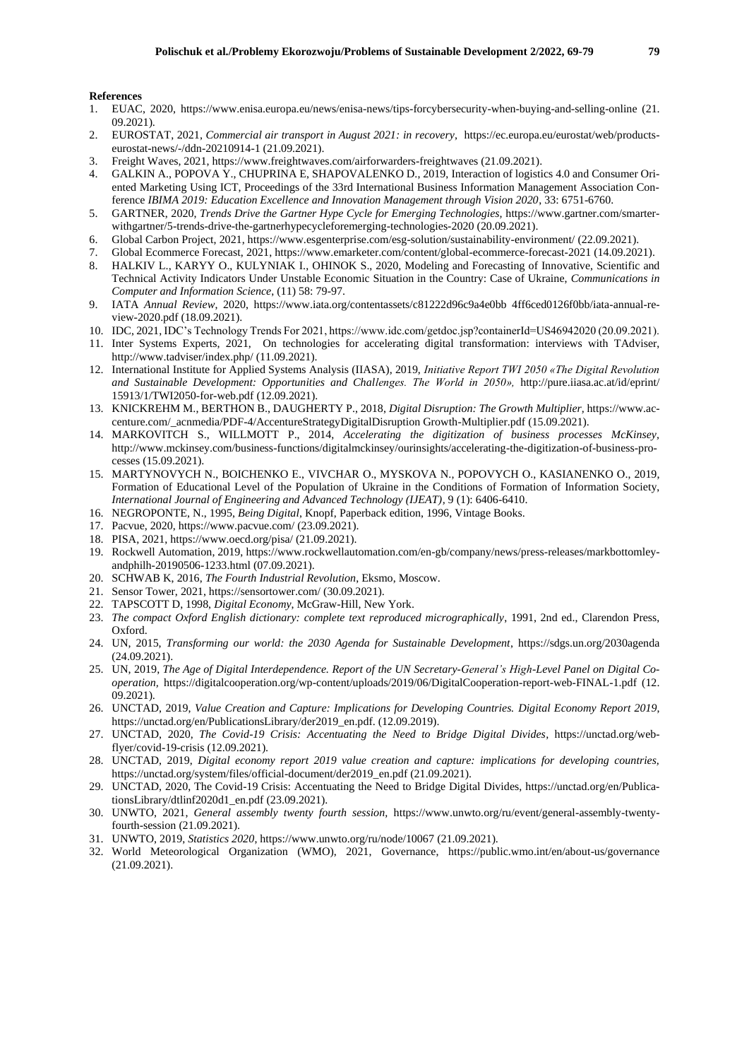**References**

1. EUAC, 2020, https://www.enisa.europa.eu/news/enisa-news/tips-forcybersecurity-when-buying-and-selling-online (21.09.2021).
2. EUROSTAT, 2021, *Commercial air transport in August 2021: in recovery*, https://ec.europa.eu/eurostat/web/products-eurostat-news/-/ddn-20210914-1 (21.09.2021).
3. Freight Waves, 2021, https://www.freightwaves.com/airforwarders-freightwaves (21.09.2021).
4. GALKIN A., POPOVA Y., CHUPRINA E, SHAPOVALENKO D., 2019, Interaction of logistics 4.0 and Consumer Oriented Marketing Using ICT, Proceedings of the 33rd International Business Information Management Association Conference *IBIMA 2019: Education Excellence and Innovation Management through Vision 2020*, 33: 6751-6760.
5. GARTNER, 2020, *Trends Drive the Gartner Hype Cycle for Emerging Technologies*, https://www.gartner.com/smarter-withgartner/5-trends-drive-the-gartnerhypecycleforemerging-technologies-2020 (20.09.2021).
6. Global Carbon Project, 2021, https://www.esgenterprise.com/esg-solution/sustainability-environment/ (22.09.2021).
7. Global Ecommerce Forecast, 2021, https://www.emarketer.com/content/global-ecommerce-forecast-2021 (14.09.2021).
8. HALKIV L., KARYY O., KULYNIAK I., OHINOK S., 2020, Modeling and Forecasting of Innovative, Scientific and Technical Activity Indicators Under Unstable Economic Situation in the Country: Case of Ukraine, *Communications in Computer and Information Science*, (11) 58: 79-97.
9. IATA *Annual Review*, 2020, https://www.iata.org/contentassets/c81222d96c9a4e0bb 4ff6ced0126f0bb/iata-annual-review-2020.pdf (18.09.2021).
10. IDC, 2021, IDC's Technology Trends For 2021, https://www.idc.com/getdoc.jsp?containerId=US46942020 (20.09.2021).
11. Inter Systems Experts, 2021, On technologies for accelerating digital transformation: interviews with TAdviser, http://www.tadviser/index.php/ (11.09.2021).
12. International Institute for Applied Systems Analysis (IIASA), 2019, *Initiative Report TWI 2050 «The Digital Revolution and Sustainable Development: Opportunities and Challenges. The World in 2050»*, http://pure.iiasa.ac.at/id/eprint/15913/1/TWI2050-for-web.pdf (12.09.2021).
13. KNICKREHM M., BERTHON B., DAUGHERTY P., 2018, *Digital Disruption: The Growth Multiplier*, https://www.accenture.com/_acnmedia/PDF-4/AccentureStrategyDigitalDisruption Growth-Multiplier.pdf (15.09.2021).
14. MARKOVITCH S., WILLMOTT P., 2014, *Accelerating the digitization of business processes McKinsey*, http://www.mckinsey.com/business-functions/digitalmckinsey/ourinsights/accelerating-the-digitization-of-business-processes (15.09.2021).
15. MARTYNOVYCH N., BOICHENKO E., VIVCHAR O., MYSKOVA N., POPOVYCH O., KASIANENKO O., 2019, Formation of Educational Level of the Population of Ukraine in the Conditions of Formation of Information Society, *International Journal of Engineering and Advanced Technology (IJEAT)*, 9 (1): 6406-6410.
16. NEGROPONTE, N., 1995, *Being Digital*, Knopf, Paperback edition, 1996, Vintage Books.
17. Pacvue, 2020, https://www.pacvue.com/ (23.09.2021).
18. PISA, 2021, https://www.oecd.org/pisa/ (21.09.2021).
19. Rockwell Automation, 2019, https://www.rockwellautomation.com/en-gb/company/news/press-releases/markbottomley-andphilh-20190506-1233.html (07.09.2021).
20. SCHWAB K, 2016, *The Fourth Industrial Revolution*, Eksmo, Moscow.
21. Sensor Tower, 2021, https://sensortower.com/ (30.09.2021).
22. TAPSCOTT D, 1998, *Digital Economy*, McGraw-Hill, New York.
23. *The compact Oxford English dictionary: complete text reproduced micrographically*, 1991, 2nd ed., Clarendon Press, Oxford.
24. UN, 2015, *Transforming our world: the 2030 Agenda for Sustainable Development*, https://sdgs.un.org/2030agenda (24.09.2021).
25. UN, 2019, *The Age of Digital Interdependence. Report of the UN Secretary-General's High-Level Panel on Digital Cooperation*, https://digitalcooperation.org/wp-content/uploads/2019/06/DigitalCooperation-report-web-FINAL-1.pdf (12.09.2021).
26. UNCTAD, 2019, *Value Creation and Capture: Implications for Developing Countries. Digital Economy Report 2019*, https://unctad.org/en/PublicationsLibrary/der2019_en.pdf. (12.09.2019).
27. UNCTAD, 2020, *The Covid-19 Crisis: Accentuating the Need to Bridge Digital Divides*, https://unctad.org/web-flyer/covid-19-crisis (12.09.2021).
28. UNCTAD, 2019, *Digital economy report 2019 value creation and capture: implications for developing countries*, https://unctad.org/system/files/official-document/der2019_en.pdf (21.09.2021).
29. UNCTAD, 2020, The Covid-19 Crisis: Accentuating the Need to Bridge Digital Divides, https://unctad.org/en/PublicationsLibrary/dtlinf2020d1_en.pdf (23.09.2021).
30. UNWTO, 2021, *General assembly twenty fourth session*, https://www.unwto.org/ru/event/general-assembly-twenty-fourth-session (21.09.2021).
31. UNWTO, 2019, *Statistics 2020*, https://www.unwto.org/ru/node/10067 (21.09.2021).
32. World Meteorological Organization (WMO), 2021, Governance, https://public.wmo.int/en/about-us/governance (21.09.2021).